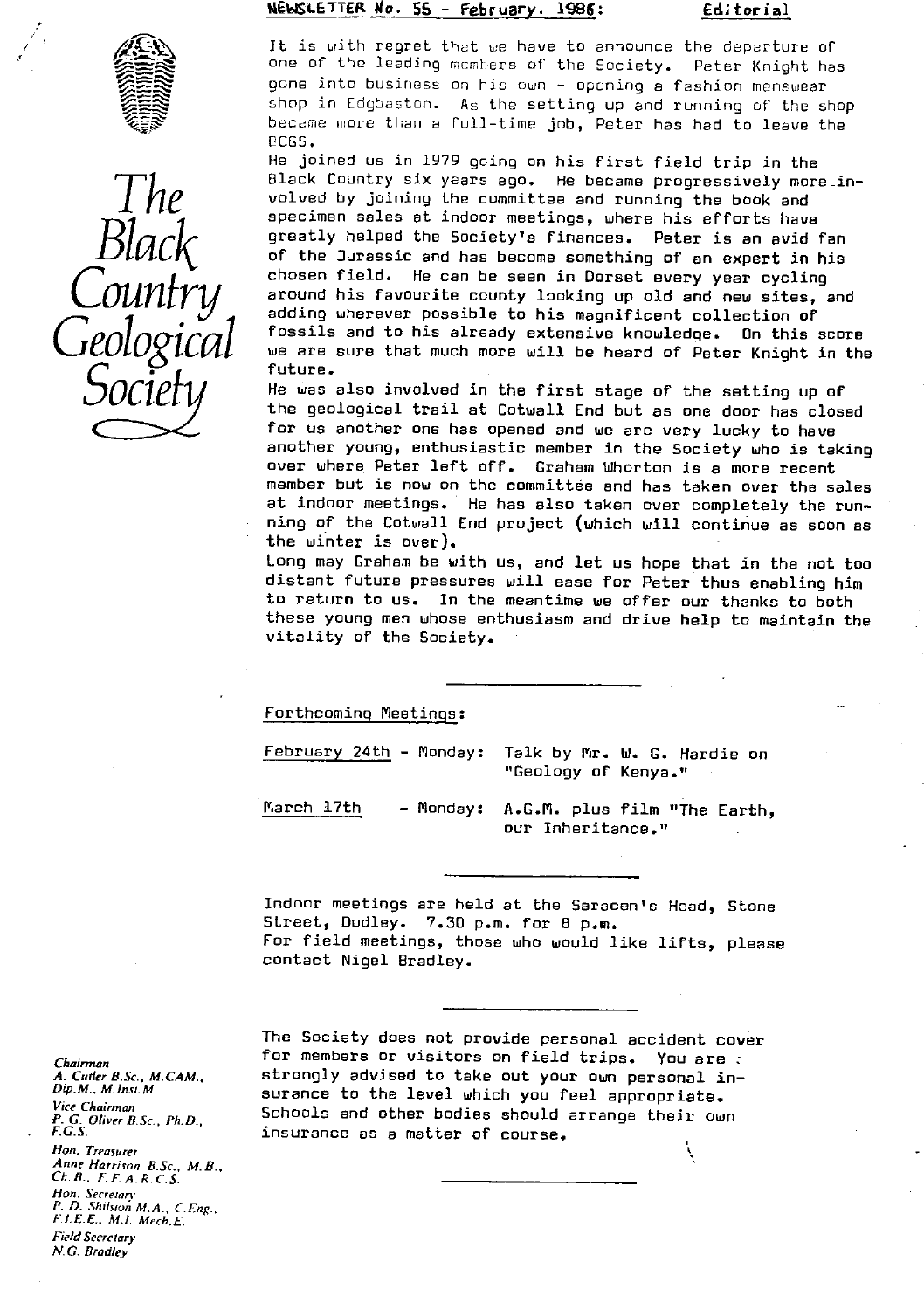# The Black Country Geological Society

## NEWSLETTER No. 55 - February. 1986: Editorial

It is with regret that we have to announce the departure of one of the leading members of the Society. Peter Knight has gone into business on his own - opening a fashion menswear shop in Edgbaston. As the setting up and running of the shop became more than a full-time job, Peter has had to leave the BCGS.

He joined us in 1979 going on his first field trip in the Black Country six years ago. He became progressively more involved by joining the committee and running the book and specimen sales at indoor meetings, where his efforts have greatly helped the Society's finances. Peter is an avid fan of the Jurassic and has become something of an expert in his chosen field. He can be seen in Dorset every year cycling around his favourite county looking up old and new sites, and adding wherever possible to his magnificent collection of fossils and to his already extensive knowledge. On this score we are sure that much more will be heard of Peter Knight in the future.

He was also involved in the first stage of the setting up of the geological trail at Cotwall End but as one door has closed for us another one has opened and we are very lucky to have another young, enthusiastic member in the Society who is taking over where Peter left off. Graham Whorton is a more recent member but is now on the committee and has taken over the sales at indoor meetings. He has also taken over completely the running of the Cotwall End project (which will continue as soon as the winter is over).

Long may Graham be with us, and let us hope that in the not too distant future pressures will ease for Peter thus enabling him to return to us. In the meantime we offer our thanks to both these young men whose enthusiasm and drive help to maintain the vitality of the Society.

---

### Forthcoming Meetings:

February 24th - Monday: Talk by Mr. W. G. Hardie on "Geology of Kenya."

March 17th - Monday: A.G.M. plus film "The Earth, our Inheritance."

---

Indoor meetings are held at the Saracen's Head, Stone Street, Dudley. 7.30 p.m. for 8 p.m.
For field meetings, those who would like lifts, please contact Nigel Bradley.

---

The Society does not provide personal accident cover for members or visitors on field trips. You are strongly advised to take out your own personal insurance to the level which you feel appropriate. Schools and other bodies should arrange their own insurance as a matter of course.

---

*Chairman*
A. Cutler B.Sc., M.CAM., Dip.M., M.Inst.M.

*Vice Chairman*
P. G. Oliver B.Sc., Ph.D., F.G.S.

*Hon. Treasurer*
Anne Harrison B.Sc., M.B., Ch.B., F.F.A.R.C.S.

*Hon. Secretary*
P. D. Shilston M.A., C.Eng., F.I.E.E., M.I. Mech.E.

*Field Secretary*
N.G. Bradley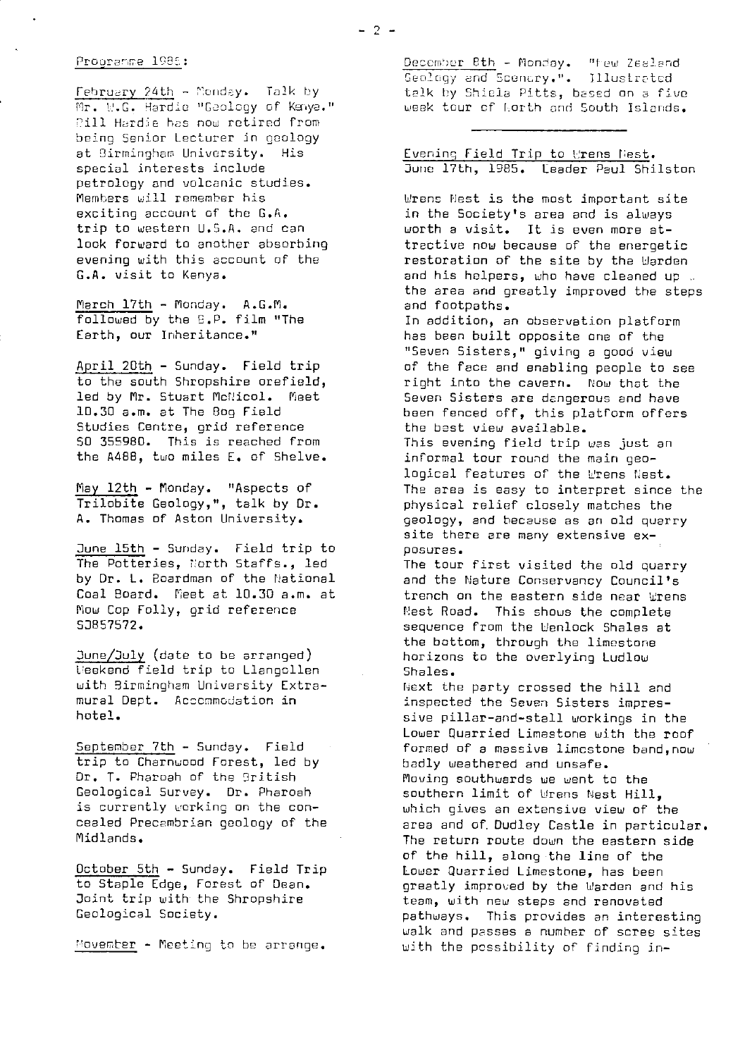Programme 1986:

February 24th - Monday. Talk by Mr. W.G. Hardie "Geology of Kenya." Bill Hardie has now retired from being Senior Lecturer in geology at Birmingham University. His special interests include petrology and volcanic studies. Members will remember his exciting account of the G.A. trip to western U.S.A. and can look forward to another absorbing evening with this account of the G.A. visit to Kenya.

March 17th - Monday. A.G.M. followed by the B.P. film "The Earth, our Inheritance."

April 20th - Sunday. Field trip to the south Shropshire orefield, led by Mr. Stuart McNicol. Meet 10.30 a.m. at The Bog Field Studies Centre, grid reference SO 355980. This is reached from the A488, two miles E. of Shelve.

May 12th - Monday. "Aspects of Trilobite Geology,", talk by Dr. A. Thomas of Aston University.

June 15th - Sunday. Field trip to The Potteries, North Staffs., led by Dr. L. Boardman of the National Coal Board. Meet at 10.30 a.m. at Mow Cop Folly, grid reference SJ857572.

June/July (date to be arranged) Weekend field trip to Llangollen with Birmingham University Extra-mural Dept. Accommodation in hotel.

September 7th - Sunday. Field trip to Charnwood Forest, led by Dr. T. Pharoah of the British Geological Survey. Dr. Pharoah is currently working on the concealed Precambrian geology of the Midlands.

October 5th - Sunday. Field Trip to Staple Edge, Forest of Dean. Joint trip with the Shropshire Geological Society.

November - Meeting to be arrange.

December 8th - Monday. "New Zealand Geology and Scenery.". Illustrated talk by Shiela Pitts, based on a five week tour of North and South Islands.

---

Evening Field Trip to Wrens Nest.
June 17th, 1985. Leader Paul Shilston

Wrens Nest is the most important site in the Society's area and is always worth a visit. It is even more attractive now because of the energetic restoration of the site by the Warden and his helpers, who have cleaned up the area and greatly improved the steps and footpaths.
In addition, an observation platform has been built opposite one of the "Seven Sisters," giving a good view of the face and enabling people to see right into the cavern. Now that the Seven Sisters are dangerous and have been fenced off, this platform offers the best view available.
This evening field trip was just an informal tour round the main geological features of the Wrens Nest. The area is easy to interpret since the physical relief closely matches the geology, and because as an old quarry site there are many extensive exposures.
The tour first visited the old quarry and the Nature Conservancy Council's trench on the eastern side near Wrens Nest Road. This shows the complete sequence from the Wenlock Shales at the bottom, through the limestone horizons to the overlying Ludlow Shales.
Next the party crossed the hill and inspected the Seven Sisters impressive pillar-and-stall workings in the Lower Quarried Limestone with the roof formed of a massive limestone band, now badly weathered and unsafe.
Moving southwards we went to the southern limit of Wrens Nest Hill, which gives an extensive view of the area and of Dudley Castle in particular. The return route down the eastern side of the hill, along the line of the Lower Quarried Limestone, has been greatly improved by the Warden and his team, with new steps and renovated pathways. This provides an interesting walk and passes a number of scree sites with the possibility of finding in-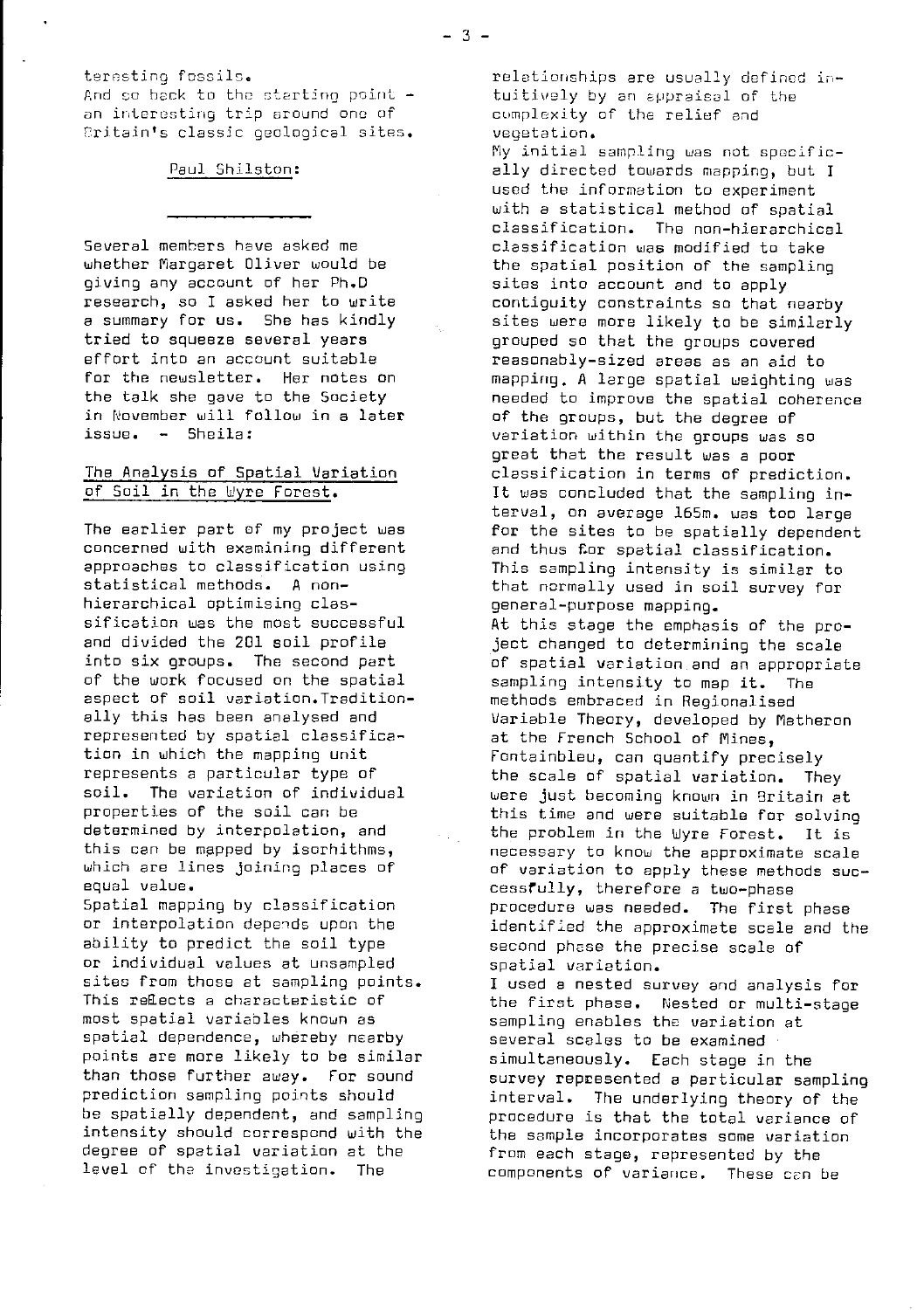teresting fossils.
And so back to the starting point - an interesting trip around one of Britain's classic geological sites.

Paul Shilston:

---

Several members have asked me whether Margaret Oliver would be giving any account of her Ph.D research, so I asked her to write a summary for us. She has kindly tried to squeeze several years effort into an account suitable for the newsletter. Her notes on the talk she gave to the Society in November will follow in a later issue. - Sheila:

## The Analysis of Spatial Variation of Soil in the Wyre Forest.

The earlier part of my project was concerned with examining different approaches to classification using statistical methods. A non-hierarchical optimising classification was the most successful and divided the 201 soil profile into six groups. The second part of the work focused on the spatial aspect of soil variation. Traditionally this has been analysed and represented by spatial classification in which the mapping unit represents a particular type of soil. The variation of individual properties of the soil can be determined by interpolation, and this can be mapped by isorhithms, which are lines joining places of equal value.

Spatial mapping by classification or interpolation depends upon the ability to predict the soil type or individual values at unsampled sites from those at sampling points. This reflects a characteristic of most spatial variables known as spatial dependence, whereby nearby points are more likely to be similar than those further away. For sound prediction sampling points should be spatially dependent, and sampling intensity should correspond with the degree of spatial variation at the level of the investigation. The relationships are usually defined intuitively by an appraisal of the complexity of the relief and vegetation.

My initial sampling was not specifically directed towards mapping, but I used the information to experiment with a statistical method of spatial classification. The non-hierarchical classification was modified to take the spatial position of the sampling sites into account and to apply contiguity constraints so that nearby sites were more likely to be similarly grouped so that the groups covered reasonably-sized areas as an aid to mapping. A large spatial weighting was needed to improve the spatial coherence of the groups, but the degree of variation within the groups was so great that the result was a poor classification in terms of prediction. It was concluded that the sampling interval, on average 165m. was too large for the sites to be spatially dependent and thus for spatial classification. This sampling intensity is similar to that normally used in soil survey for general-purpose mapping.

At this stage the emphasis of the project changed to determining the scale of spatial variation and an appropriate sampling intensity to map it. The methods embraced in Regionalised Variable Theory, developed by Matheron at the French School of Mines, Fontainbleu, can quantify precisely the scale of spatial variation. They were just becoming known in Britain at this time and were suitable for solving the problem in the Wyre Forest. It is necessary to know the approximate scale of variation to apply these methods successfully, therefore a two-phase procedure was needed. The first phase identified the approximate scale and the second phase the precise scale of spatial variation.

I used a nested survey and analysis for the first phase. Nested or multi-stage sampling enables the variation at several scales to be examined simultaneously. Each stage in the survey represented a particular sampling interval. The underlying theory of the procedure is that the total variance of the sample incorporates some variation from each stage, represented by the components of variance. These can be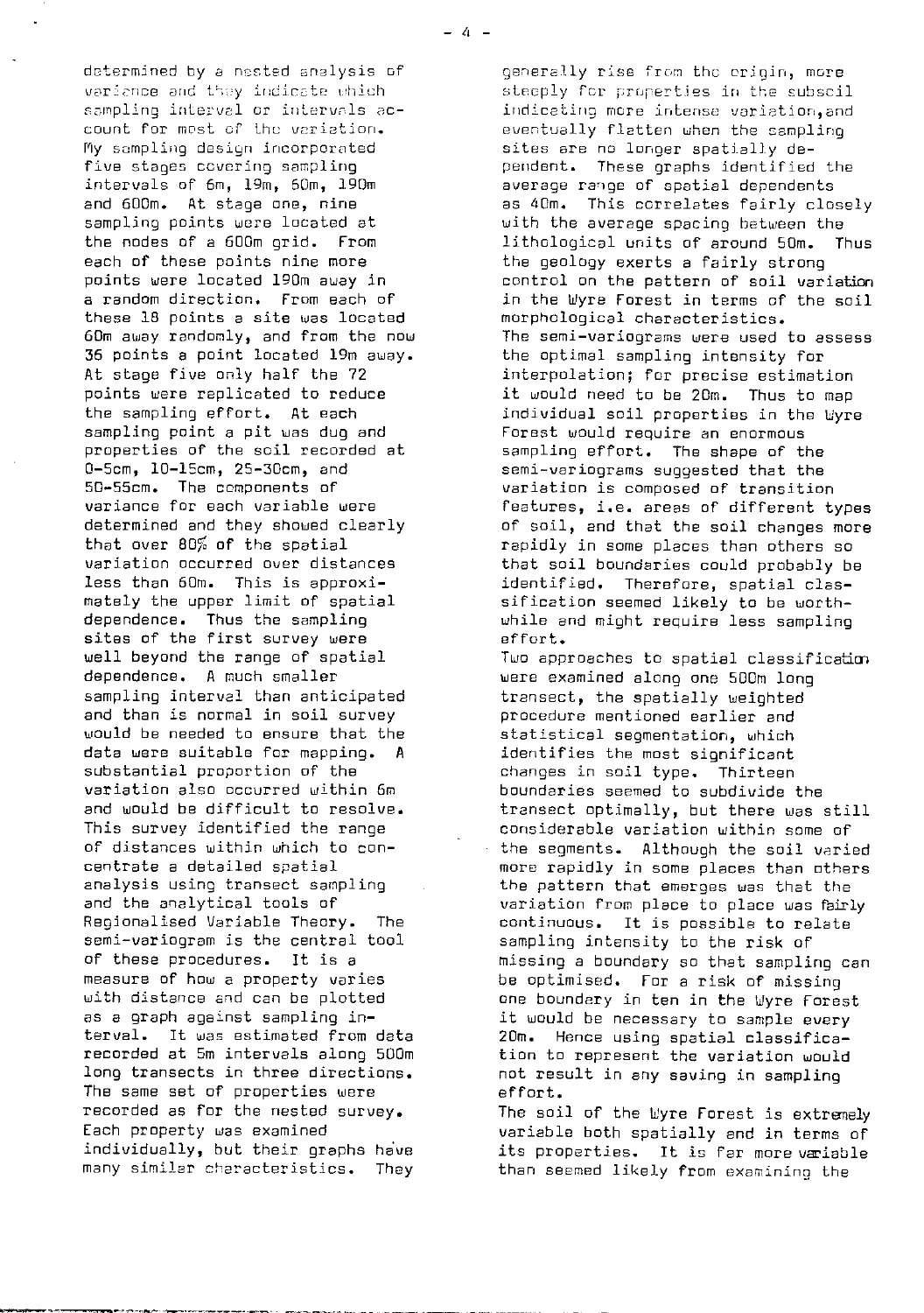determined by a nested analysis of variance and they indicate which sampling interval or intervals account for most of the variation. My sampling design incorporated five stages covering sampling intervals of 6m, 19m, 60m, 190m and 600m. At stage one, nine sampling points were located at the nodes of a 600m grid. From each of these points nine more points were located 190m away in a random direction. From each of these 18 points a site was located 60m away randomly, and from the now 36 points a point located 19m away. At stage five only half the 72 points were replicated to reduce the sampling effort. At each sampling point a pit was dug and properties of the soil recorded at 0-5cm, 10-15cm, 25-30cm, and 50-55cm. The components of variance for each variable were determined and they showed clearly that over 80% of the spatial variation occurred over distances less than 60m. This is approximately the upper limit of spatial dependence. Thus the sampling sites of the first survey were well beyond the range of spatial dependence. A much smaller sampling interval than anticipated and than is normal in soil survey would be needed to ensure that the data were suitable for mapping. A substantial proportion of the variation also occurred within 6m and would be difficult to resolve. This survey identified the range of distances within which to concentrate a detailed spatial analysis using transect sampling and the analytical tools of Regionalised Variable Theory. The semi-variogram is the central tool of these procedures. It is a measure of how a property varies with distance and can be plotted as a graph against sampling interval. It was estimated from data recorded at 5m intervals along 500m long transects in three directions. The same set of properties were recorded as for the nested survey. Each property was examined individually, but their graphs have many similar characteristics. They generally rise from the origin, more steeply for properties in the subsoil indicating more intense variation, and eventually flatten when the sampling sites are no longer spatially dependent. These graphs identified the average range of spatial dependents as 40m. This correlates fairly closely with the average spacing between the lithological units of around 50m. Thus the geology exerts a fairly strong control on the pattern of soil variation in the Wyre Forest in terms of the soil morphological characteristics.

The semi-variograms were used to assess the optimal sampling intensity for interpolation; for precise estimation it would need to be 20m. Thus to map individual soil properties in the Wyre Forest would require an enormous sampling effort. The shape of the semi-variograms suggested that the variation is composed of transition features, i.e. areas of different types of soil, and that the soil changes more rapidly in some places than others so that soil boundaries could probably be identified. Therefore, spatial classification seemed likely to be worthwhile and might require less sampling effort.

Two approaches to spatial classification were examined along one 500m long transect, the spatially weighted procedure mentioned earlier and statistical segmentation, which identifies the most significant changes in soil type. Thirteen boundaries seemed to subdivide the transect optimally, but there was still considerable variation within some of the segments. Although the soil varied more rapidly in some places than others the pattern that emerges was that the variation from place to place was fairly continuous. It is possible to relate sampling intensity to the risk of missing a boundary so that sampling can be optimised. For a risk of missing one boundary in ten in the Wyre Forest it would be necessary to sample every 20m. Hence using spatial classification to represent the variation would not result in any saving in sampling effort.

The soil of the Wyre Forest is extremely variable both spatially and in terms of its properties. It is far more variable than seemed likely from examining the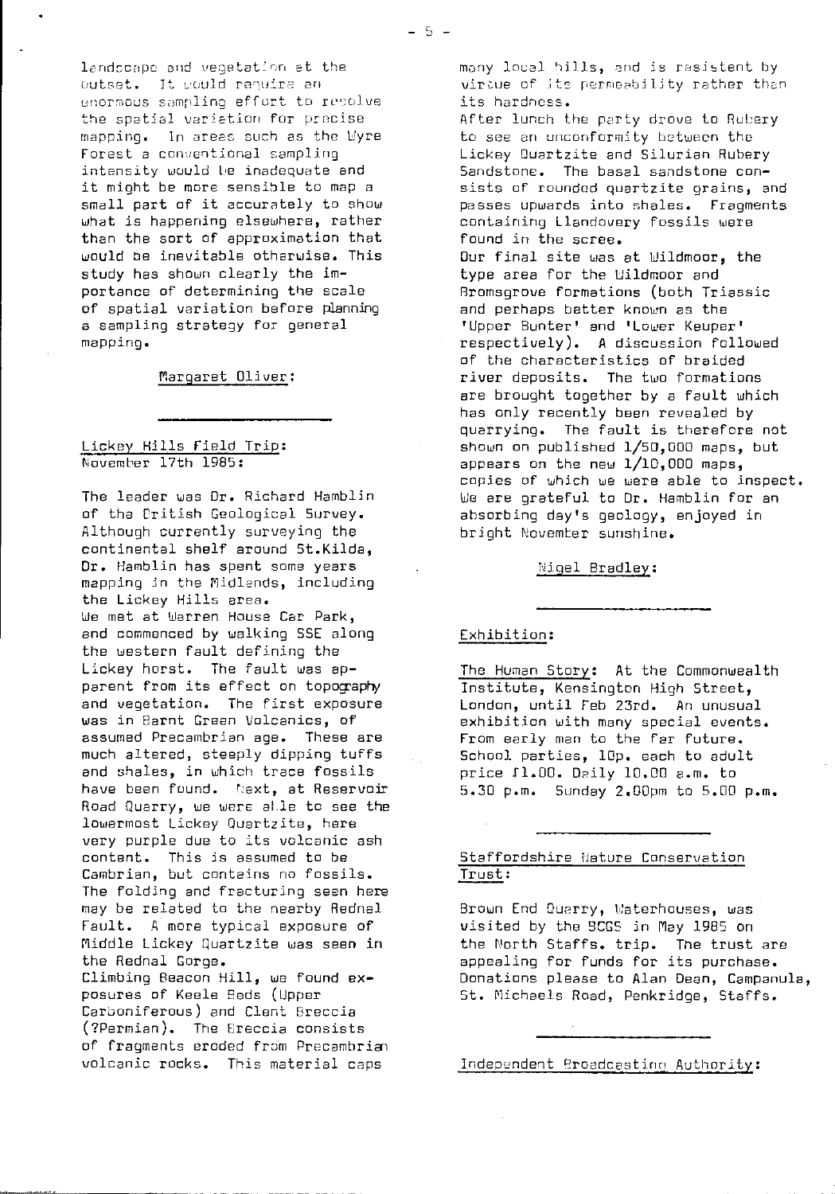landscape and vegetation at the outset. It would require an enormous sampling effort to resolve the spatial variation for precise mapping. In areas such as the Wyre Forest a conventional sampling intensity would be inadequate and it might be more sensible to map a small part of it accurately to show what is happening elsewhere, rather than the sort of approximation that would be inevitable otherwise. This study has shown clearly the importance of determining the scale of spatial variation before planning a sampling strategy for general mapping.

Margaret Oliver:

---

## Lickey Hills Field Trip:
November 17th 1985:

The leader was Dr. Richard Hamblin of the British Geological Survey. Although currently surveying the continental shelf around St.Kilda, Dr. Hamblin has spent some years mapping in the Midlands, including the Lickey Hills area.

We met at Warren House Car Park, and commenced by walking SSE along the western fault defining the Lickey horst. The fault was apparent from its effect on topography and vegetation. The first exposure was in Barnt Green Volcanics, of assumed Precambrian age. These are much altered, steeply dipping tuffs and shales, in which trace fossils have been found. Next, at Reservoir Road Quarry, we were able to see the lowermost Lickey Quartzite, here very purple due to its volcanic ash content. This is assumed to be Cambrian, but contains no fossils. The folding and fracturing seen here may be related to the nearby Rednal Fault. A more typical exposure of Middle Lickey Quartzite was seen in the Rednal Gorge.

Climbing Beacon Hill, we found exposures of Keele Beds (Upper Carboniferous) and Clent Breccia (?Permian). The Breccia consists of fragments eroded from Precambrian volcanic rocks. This material caps many local hills, and is resistent by virtue of its permeability rather than its hardness.

After lunch the party drove to Rubery to see an unconformity between the Lickey Quartzite and Silurian Rubery Sandstone. The basal sandstone consists of rounded quartzite grains, and passes upwards into shales. Fragments containing Llandovery fossils were found in the scree.

Our final site was at Wildmoor, the type area for the Wildmoor and Bromsgrove formations (both Triassic and perhaps better known as the 'Upper Bunter' and 'Lower Keuper' respectively). A discussion followed of the characteristics of braided river deposits. The two formations are brought together by a fault which has only recently been revealed by quarrying. The fault is therefore not shown on published 1/50,000 maps, but appears on the new 1/10,000 maps, copies of which we were able to inspect. We are grateful to Dr. Hamblin for an absorbing day's geology, enjoyed in bright November sunshine.

Nigel Bradley:

---

## Exhibition:

The Human Story: At the Commonwealth Institute, Kensington High Street, London, until Feb 23rd. An unusual exhibition with many special events. From early man to the far future. School parties, 10p. each to adult price £1.00. Daily 10.00 a.m. to 5.30 p.m. Sunday 2.00pm to 5.00 p.m.

---

## Staffordshire Nature Conservation Trust:

Brown End Quarry, Waterhouses, was visited by the BCGS in May 1985 on the North Staffs. trip. The trust are appealing for funds for its purchase. Donations please to Alan Dean, Campanula, St. Michaels Road, Penkridge, Staffs.

---

## Independent Broadcasting Authority: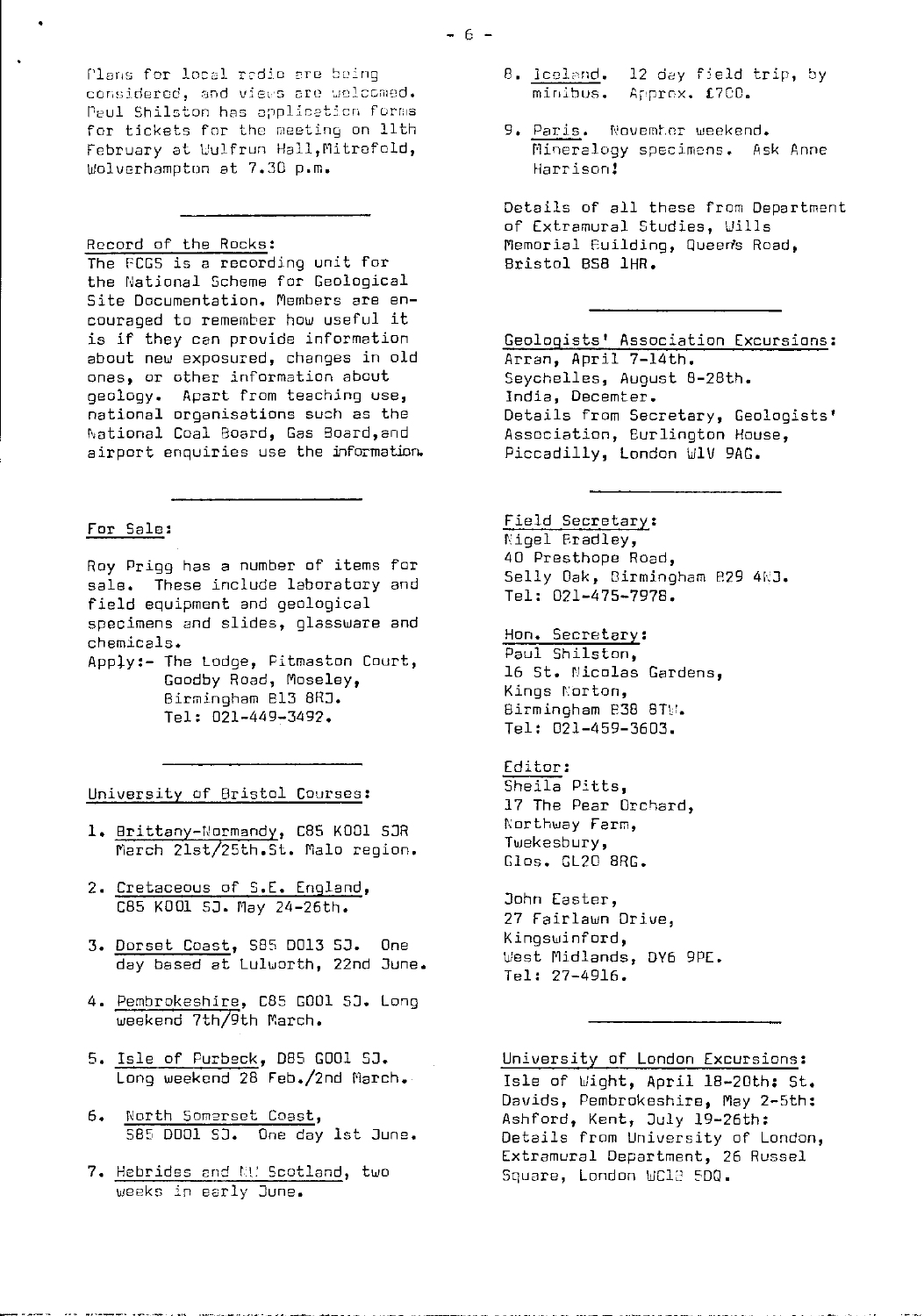Plans for local radio are being considered, and views are welcomed. Paul Shilston has application forms for tickets for the meeting on 11th February at Wulfrun Hall, Mitrefold, Wolverhampton at 7.30 p.m.

---

Record of the Rocks:

The FCGS is a recording unit for the National Scheme for Geological Site Documentation. Members are encouraged to remember how useful it is if they can provide information about new exposured, changes in old ones, or other information about geology. Apart from teaching use, national organisations such as the National Coal Board, Gas Board, and airport enquiries use the information.

---

For Sale:

Roy Prigg has a number of items for sale. These include laboratory and field equipment and geological specimens and slides, glassware and chemicals.

Apply:- The Lodge, Pitmaston Court,
Goodby Road, Moseley,
Birmingham B13 8RJ.
Tel: 021-449-3492.

---

University of Bristol Courses:

1. Brittany-Normandy, C85 K001 5JR March 21st/25th. St. Malo region.
2. Cretaceous of S.E. England, C85 K001 5J. May 24-26th.
3. Dorset Coast, S85 D013 5J. One day based at Lulworth, 22nd June.
4. Pembrokeshire, C85 G001 5J. Long weekend 7th/9th March.
5. Isle of Purbeck, D85 G001 5J. Long weekend 28 Feb./2nd March.
6. North Somerset Coast, S85 D001 5J. One day 1st June.
7. Hebrides and NW Scotland, two weeks in early June.
8. Iceland. 12 day field trip, by minibus. Approx. £700.
9. Paris. November weekend. Mineralogy specimens. Ask Anne Harrison!

Details of all these from Department of Extramural Studies, Wills Memorial Building, Queen's Road, Bristol BS8 1HR.

---

Geologists' Association Excursions:

Arran, April 7-14th.
Seychelles, August 8-28th.
India, Decemter.
Details from Secretary, Geologists' Association, Burlington House, Piccadilly, London W1V 9AG.

---

Field Secretary:

Nigel Bradley,
40 Presthope Road,
Selly Oak, Birmingham B29 4NJ.
Tel: 021-475-7978.

Hon. Secretary:

Paul Shilston,
16 St. Nicolas Gardens,
Kings Norton,
Birmingham B38 8TW.
Tel: 021-459-3603.

Editor:

Sheila Pitts,
17 The Pear Orchard,
Northway Farm,
Tewkesbury,
Glos. GL20 8RG.

John Easter,
27 Fairlawn Drive,
Kingswinford,
West Midlands, DY6 9PE.
Tel: 27-4916.

---

University of London Excursions:

Isle of Wight, April 18-20th: St. Davids, Pembrokeshire, May 2-5th: Ashford, Kent, July 19-26th: Details from University of London, Extramural Department, 26 Russel Square, London WC1B 5DQ.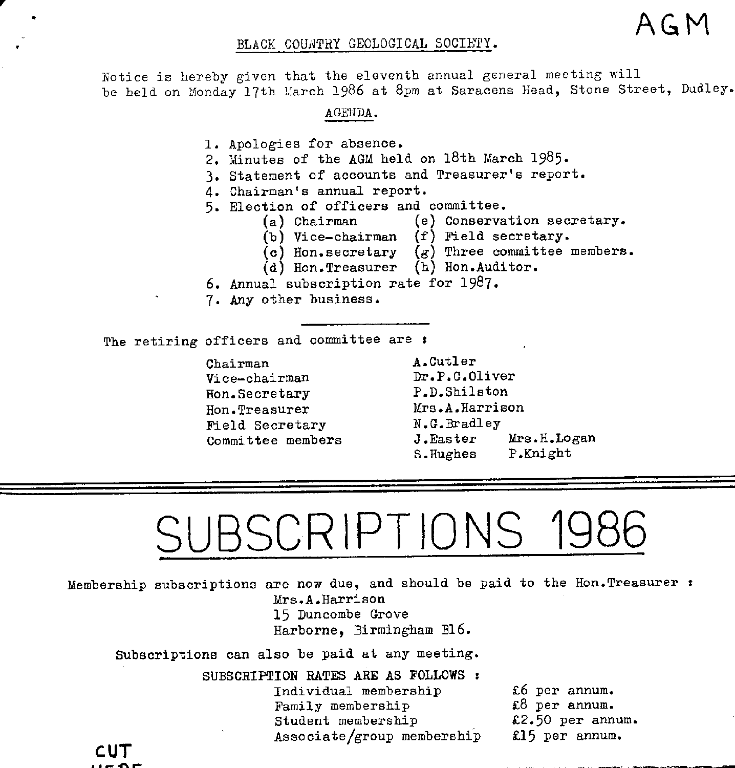AGM

# BLACK COUNTRY GEOLOGICAL SOCIETY.

Notice is hereby given that the eleventh annual general meeting will be held on Monday 17th March 1986 at 8pm at Saracens Head, Stone Street, Dudley.

## AGENDA.

1. Apologies for absence.
2. Minutes of the AGM held on 18th March 1985.
3. Statement of accounts and Treasurer's report.
4. Chairman's annual report.
5. Election of officers and committee.
   - (a) Chairman
   - (b) Vice-chairman
   - (c) Hon.secretary
   - (d) Hon.Treasurer
   - (e) Conservation secretary.
   - (f) Field secretary.
   - (g) Three committee members.
   - (h) Hon.Auditor.
6. Annual subscription rate for 1987.
7. Any other business.

---

The retiring officers and committee are :

| | | |
|---|---|---|
| Chairman | A.Cutler | |
| Vice-chairman | Dr.P.G.Oliver | |
| Hon.Secretary | P.D.Shilston | |
| Hon.Treasurer | Mrs.A.Harrison | |
| Field Secretary | N.G.Bradley | |
| Committee members | J.Easter | Mrs.H.Logan |
| | S.Hughes | P.Knight |

---

# SUBSCRIPTIONS 1986

Membership subscriptions are now due, and should be paid to the Hon.Treasurer :

Mrs.A.Harrison
15 Duncombe Grove
Harborne, Birmingham B16.

Subscriptions can also be paid at any meeting.

SUBSCRIPTION RATES ARE AS FOLLOWS :

| | |
|---|---|
| Individual membership | £6 per annum. |
| Family membership | £8 per annum. |
| Student membership | £2.50 per annum. |
| Associate/group membership | £15 per annum. |

CUT HERE